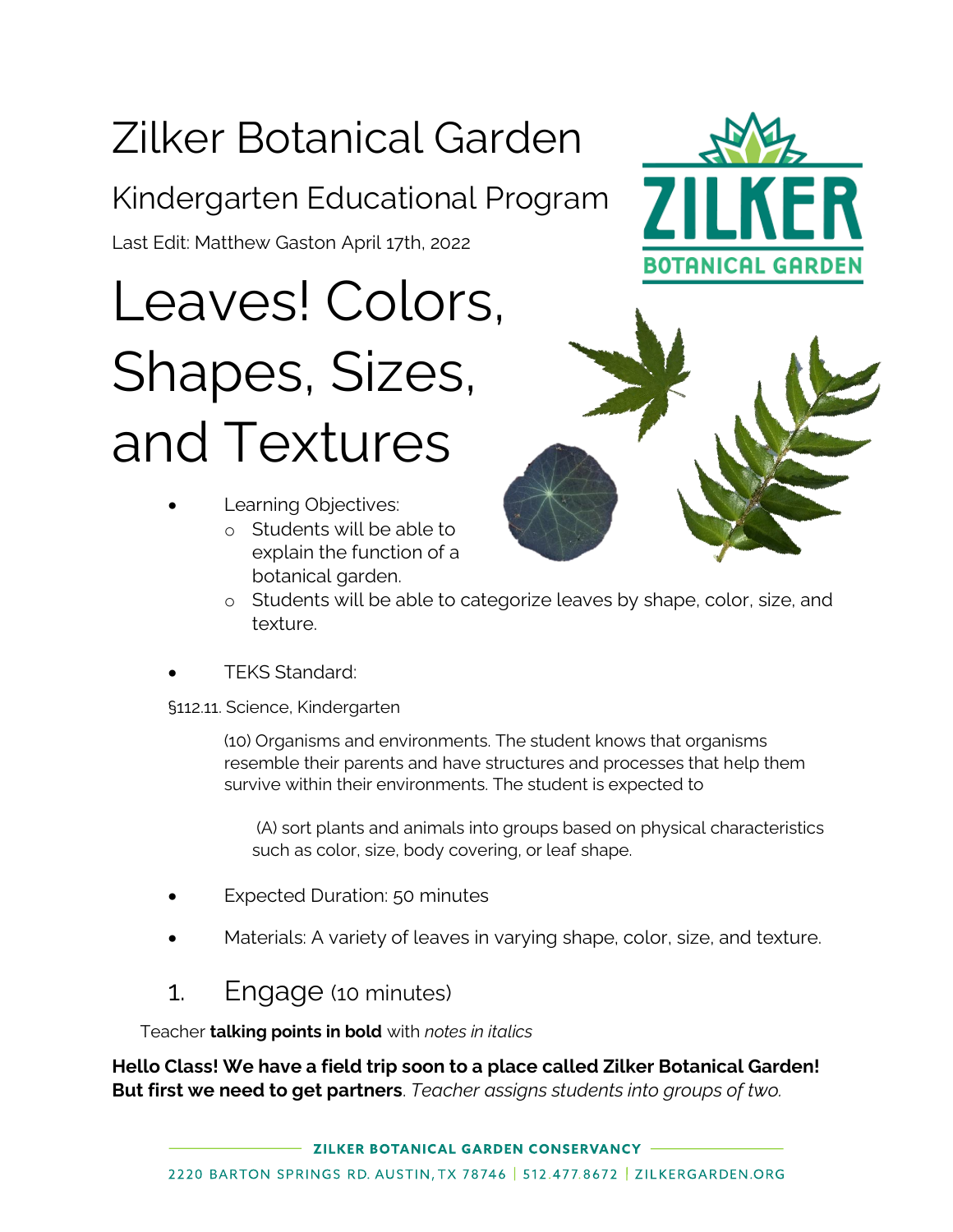# Zilker Botanical Garden

## Kindergarten Educational Program

Last Edit: Matthew Gaston April 17th, 2022

# Leaves! Colors, Shapes, Sizes, and Textures

- Learning Objectives:
  - Students will be able to explain the function of a botanical garden.
  - Students will be able to categorize leaves by shape, color, size, and texture.

- TEKS Standard:

§112.11. Science, Kindergarten

> (10) Organisms and environments. The student knows that organisms resemble their parents and have structures and processes that help them survive within their environments. The student is expected to
>
> (A) sort plants and animals into groups based on physical characteristics such as color, size, body covering, or leaf shape.

- Expected Duration: 50 minutes

- Materials: A variety of leaves in varying shape, color, size, and texture.

## 1. Engage (10 minutes)

Teacher **talking points in bold** with *notes in italics*

**Hello Class! We have a field trip soon to a place called Zilker Botanical Garden! But first we need to get partners**. *Teacher assigns students into groups of two.*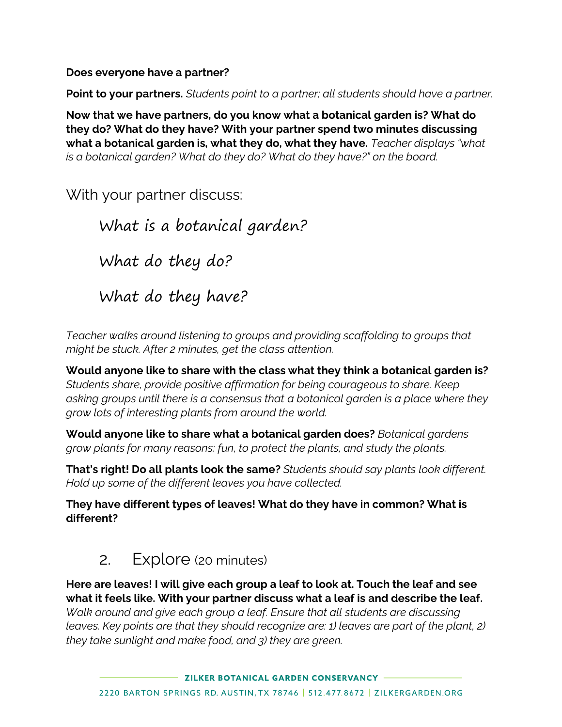**Does everyone have a partner?**

**Point to your partners.** *Students point to a partner; all students should have a partner.*

**Now that we have partners, do you know what a botanical garden is? What do they do? What do they have? With your partner spend two minutes discussing what a botanical garden is, what they do, what they have.** *Teacher displays "what is a botanical garden? What do they do? What do they have?" on the board.*

With your partner discuss:

What is a botanical garden?

What do they do?

What do they have?

*Teacher walks around listening to groups and providing scaffolding to groups that might be stuck. After 2 minutes, get the class attention.*

**Would anyone like to share with the class what they think a botanical garden is?** *Students share, provide positive affirmation for being courageous to share. Keep asking groups until there is a consensus that a botanical garden is a place where they grow lots of interesting plants from around the world.*

**Would anyone like to share what a botanical garden does?** *Botanical gardens grow plants for many reasons: fun, to protect the plants, and study the plants.*

**That's right! Do all plants look the same?** *Students should say plants look different. Hold up some of the different leaves you have collected.*

**They have different types of leaves! What do they have in common? What is different?**

## 2. Explore (20 minutes)

**Here are leaves! I will give each group a leaf to look at. Touch the leaf and see what it feels like. With your partner discuss what a leaf is and describe the leaf.** *Walk around and give each group a leaf. Ensure that all students are discussing leaves. Key points are that they should recognize are: 1) leaves are part of the plant, 2) they take sunlight and make food, and 3) they are green.*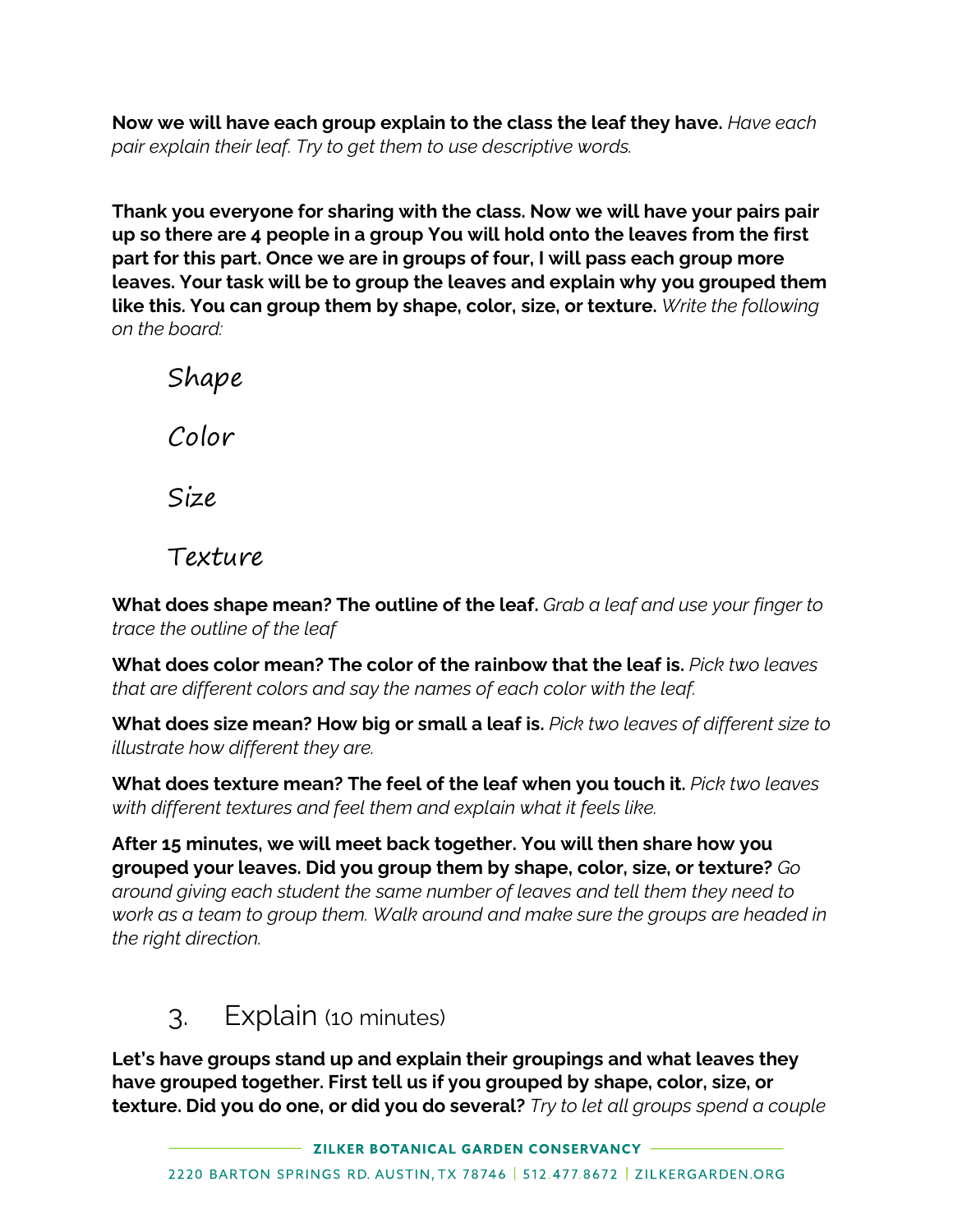**Now we will have each group explain to the class the leaf they have.** *Have each pair explain their leaf. Try to get them to use descriptive words.*

**Thank you everyone for sharing with the class. Now we will have your pairs pair up so there are 4 people in a group You will hold onto the leaves from the first part for this part. Once we are in groups of four, I will pass each group more leaves. Your task will be to group the leaves and explain why you grouped them like this. You can group them by shape, color, size, or texture.** *Write the following on the board:*

Shape

Color

Size

Texture

**What does shape mean? The outline of the leaf.** *Grab a leaf and use your finger to trace the outline of the leaf*

**What does color mean? The color of the rainbow that the leaf is.** *Pick two leaves that are different colors and say the names of each color with the leaf.*

**What does size mean? How big or small a leaf is.** *Pick two leaves of different size to illustrate how different they are.*

**What does texture mean? The feel of the leaf when you touch it.** *Pick two leaves with different textures and feel them and explain what it feels like.*

**After 15 minutes, we will meet back together. You will then share how you grouped your leaves. Did you group them by shape, color, size, or texture?** *Go around giving each student the same number of leaves and tell them they need to work as a team to group them. Walk around and make sure the groups are headed in the right direction.*

## 3. Explain (10 minutes)

**Let's have groups stand up and explain their groupings and what leaves they have grouped together. First tell us if you grouped by shape, color, size, or texture. Did you do one, or did you do several?** *Try to let all groups spend a couple*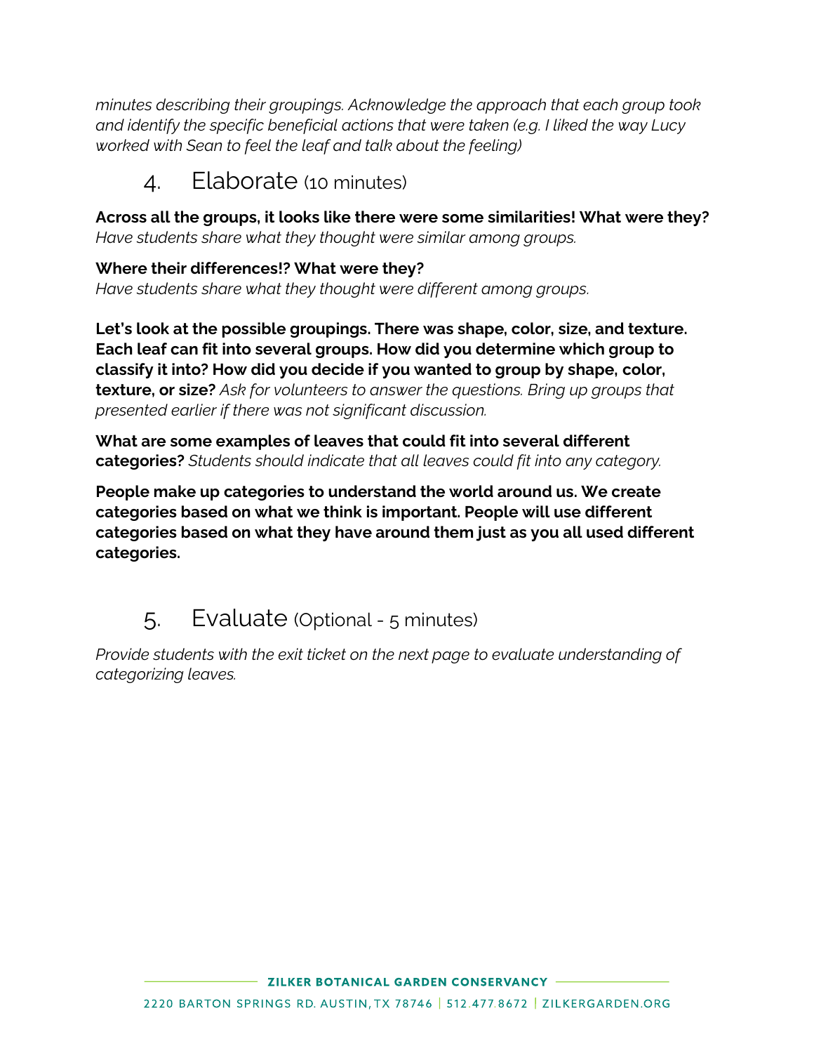*minutes describing their groupings. Acknowledge the approach that each group took and identify the specific beneficial actions that were taken (e.g. I liked the way Lucy worked with Sean to feel the leaf and talk about the feeling)*

## 4. Elaborate (10 minutes)

**Across all the groups, it looks like there were some similarities! What were they?** *Have students share what they thought were similar among groups.*

**Where their differences!? What were they?**
*Have students share what they thought were different among groups.*

**Let's look at the possible groupings. There was shape, color, size, and texture. Each leaf can fit into several groups. How did you determine which group to classify it into? How did you decide if you wanted to group by shape, color, texture, or size?** *Ask for volunteers to answer the questions. Bring up groups that presented earlier if there was not significant discussion.*

**What are some examples of leaves that could fit into several different categories?** *Students should indicate that all leaves could fit into any category.*

**People make up categories to understand the world around us. We create categories based on what we think is important. People will use different categories based on what they have around them just as you all used different categories.**

## 5. Evaluate (Optional - 5 minutes)

*Provide students with the exit ticket on the next page to evaluate understanding of categorizing leaves.*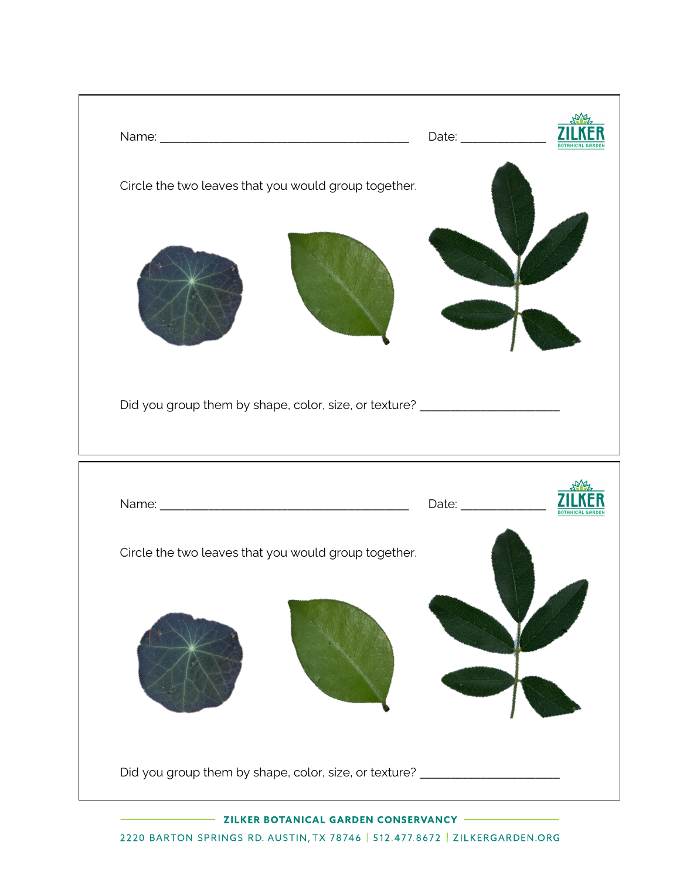Name: ________________________________________ Date: _____________

Circle the two leaves that you would group together.

Did you group them by shape, color, size, or texture? ______________________

---

Name: ________________________________________ Date: _____________

Circle the two leaves that you would group together.

Did you group them by shape, color, size, or texture? ______________________

ZILKER BOTANICAL GARDEN CONSERVANCY

2220 BARTON SPRINGS RD. AUSTIN, TX 78746 | 512.477.8672 | ZILKERGARDEN.ORG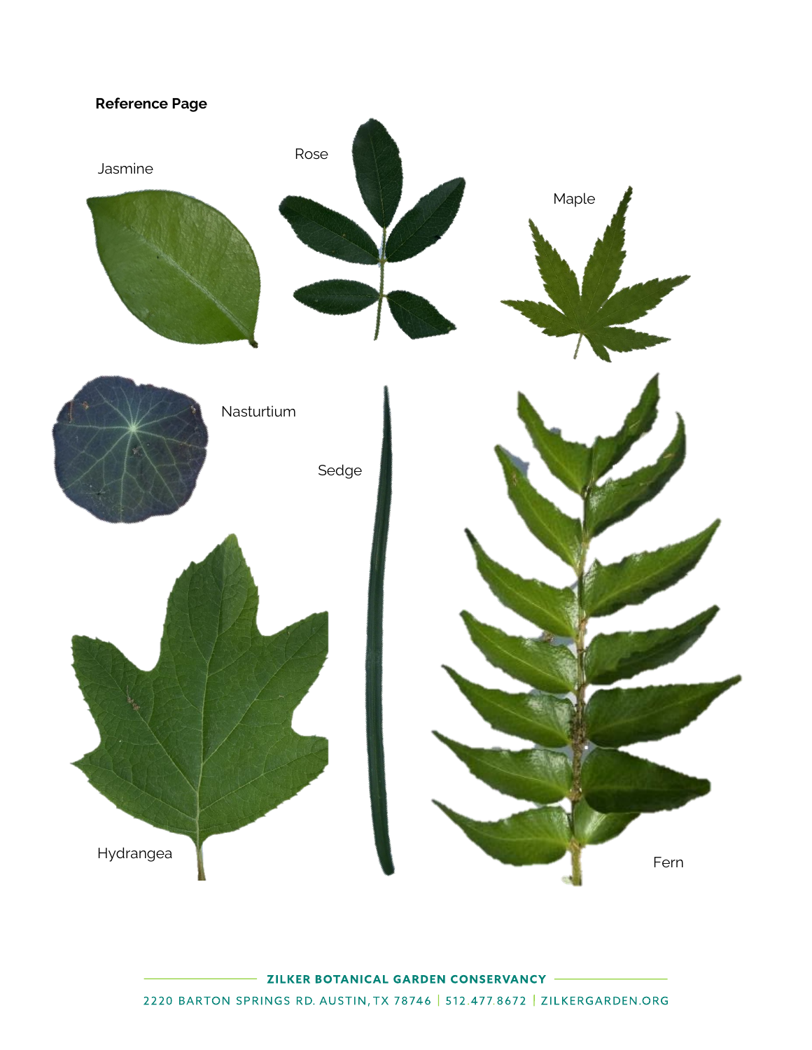**Reference Page**

Jasmine

Rose

Maple

Nasturtium

Sedge

Hydrangea

Fern